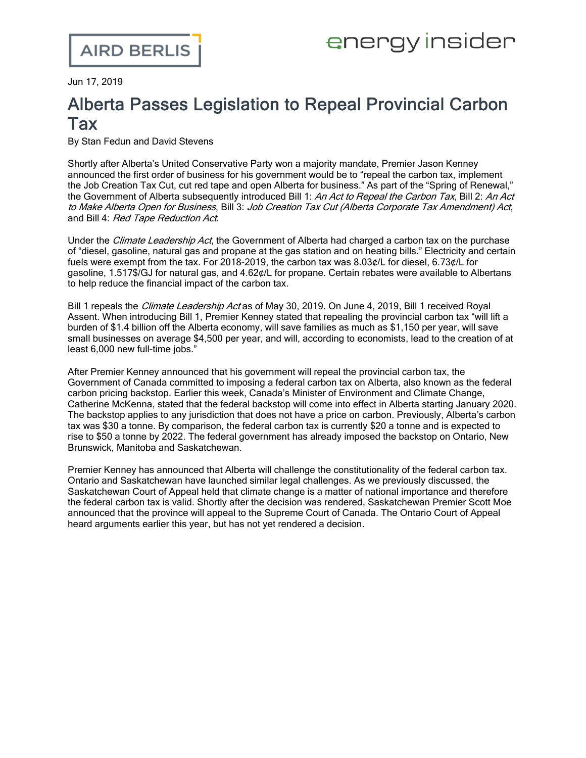AIRD BERLIS

energy insider

Jun 17, 2019

# Alberta Passes Legislation to Repeal Provincial Carbon Tax

By Stan Fedun and David Stevens

Shortly after Alberta's United Conservative Party won a majority mandate, Premier Jason Kenney announced the first order of business for his government would be to "repeal the carbon tax, implement the Job Creation Tax Cut, cut red tape and open Alberta for business." As part of the "Spring of Renewal," the Government of Alberta subsequently introduced Bill 1: *An Act to Repeal the Carbon Tax*, Bill 2: *An Act to Make Alberta Open for Business*, Bill 3: *Job Creation Tax Cut (Alberta Corporate Tax Amendment) Act*, and Bill 4: *Red Tape Reduction Act*.

Under the *Climate Leadership Act*, the Government of Alberta had charged a carbon tax on the purchase of "diesel, gasoline, natural gas and propane at the gas station and on heating bills." Electricity and certain fuels were exempt from the tax. For 2018-2019, the carbon tax was 8.03¢/L for diesel, 6.73¢/L for gasoline, 1.517$/GJ for natural gas, and 4.62¢/L for propane. Certain rebates were available to Albertans to help reduce the financial impact of the carbon tax.

Bill 1 repeals the *Climate Leadership Act* as of May 30, 2019. On June 4, 2019, Bill 1 received Royal Assent. When introducing Bill 1, Premier Kenney stated that repealing the provincial carbon tax "will lift a burden of $1.4 billion off the Alberta economy, will save families as much as $1,150 per year, will save small businesses on average $4,500 per year, and will, according to economists, lead to the creation of at least 6,000 new full-time jobs."

After Premier Kenney announced that his government will repeal the provincial carbon tax, the Government of Canada committed to imposing a federal carbon tax on Alberta, also known as the federal carbon pricing backstop. Earlier this week, Canada's Minister of Environment and Climate Change, Catherine McKenna, stated that the federal backstop will come into effect in Alberta starting January 2020. The backstop applies to any jurisdiction that does not have a price on carbon. Previously, Alberta's carbon tax was $30 a tonne. By comparison, the federal carbon tax is currently $20 a tonne and is expected to rise to $50 a tonne by 2022. The federal government has already imposed the backstop on Ontario, New Brunswick, Manitoba and Saskatchewan.

Premier Kenney has announced that Alberta will challenge the constitutionality of the federal carbon tax. Ontario and Saskatchewan have launched similar legal challenges. As we previously discussed, the Saskatchewan Court of Appeal held that climate change is a matter of national importance and therefore the federal carbon tax is valid. Shortly after the decision was rendered, Saskatchewan Premier Scott Moe announced that the province will appeal to the Supreme Court of Canada. The Ontario Court of Appeal heard arguments earlier this year, but has not yet rendered a decision.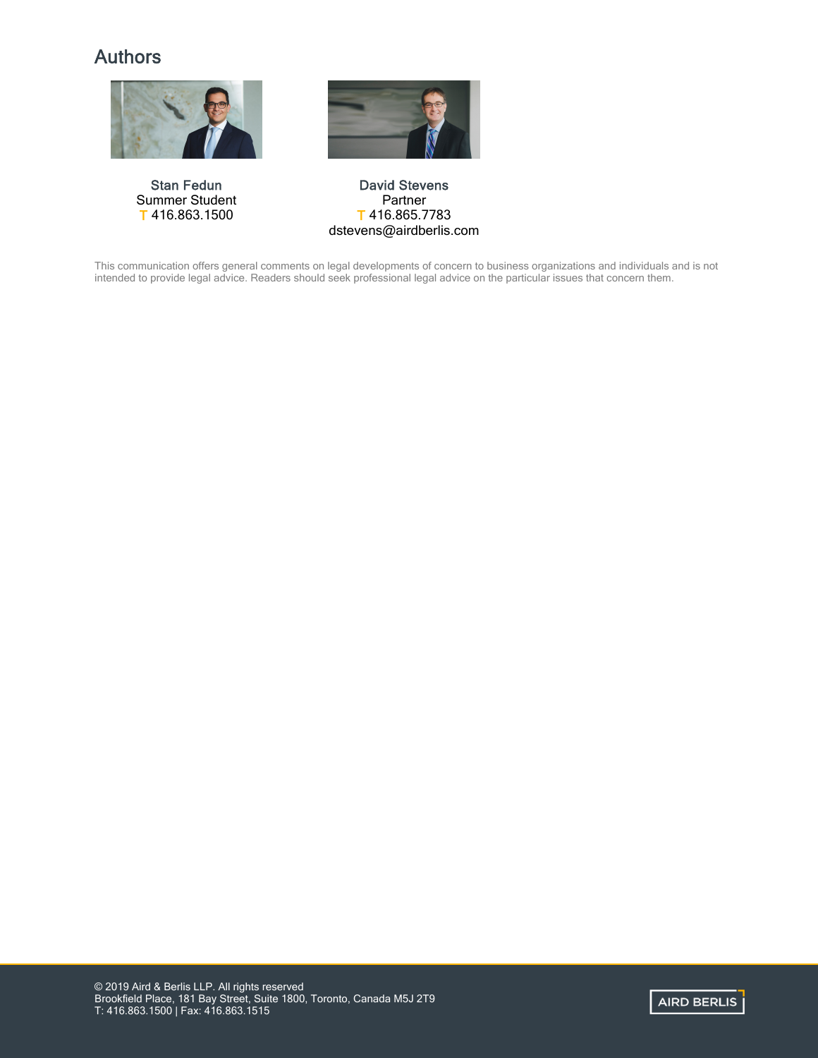## Authors

**Stan Fedun**
Summer Student
T 416.863.1500

**David Stevens**
Partner
T 416.865.7783
dstevens@airdberlis.com

This communication offers general comments on legal developments of concern to business organizations and individuals and is not intended to provide legal advice. Readers should seek professional legal advice on the particular issues that concern them.

© 2019 Aird & Berlis LLP. All rights reserved
Brookfield Place, 181 Bay Street, Suite 1800, Toronto, Canada M5J 2T9
T: 416.863.1500 | Fax: 416.863.1515

AIRD BERLIS